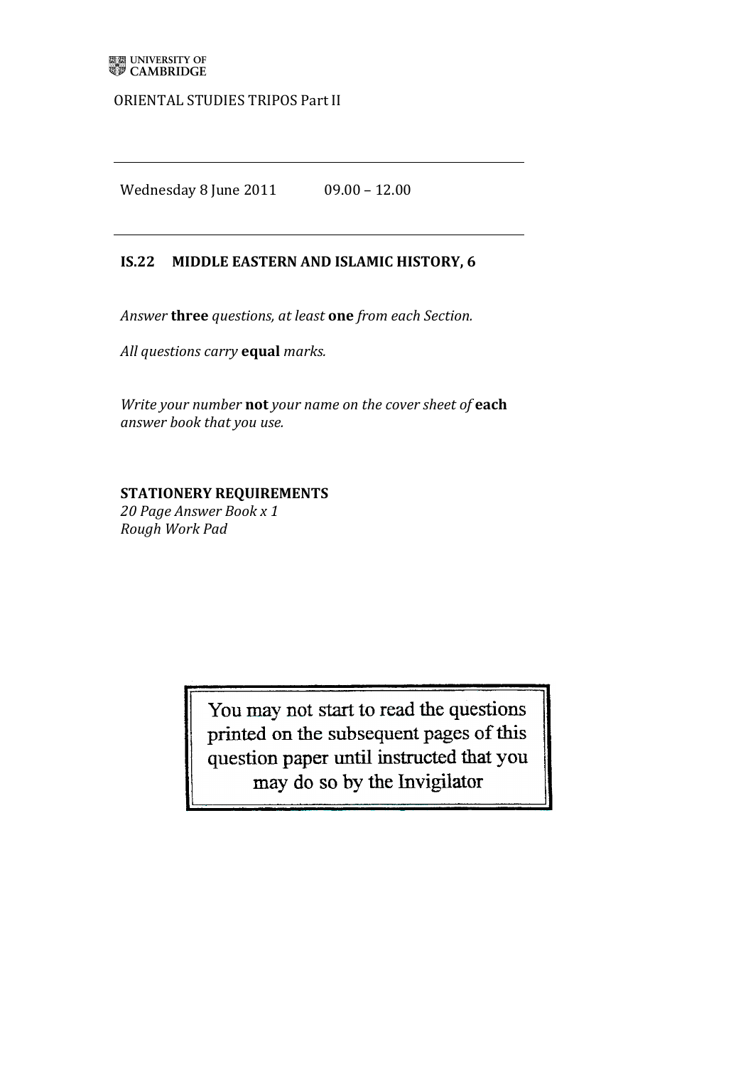UNIVERSITY OF CAMBRIDGE

ORIENTAL STUDIES TRIPOS Part II

---

Wednesday 8 June 2011 09.00 – 12.00

---

**IS.22 MIDDLE EASTERN AND ISLAMIC HISTORY, 6**

*Answer* **three** *questions, at least* **one** *from each Section.*

*All questions carry* **equal** *marks.*

*Write your number* **not** *your name on the cover sheet of* **each** *answer book that you use.*

**STATIONERY REQUIREMENTS**
*20 Page Answer Book x 1*
*Rough Work Pad*

You may not start to read the questions printed on the subsequent pages of this question paper until instructed that you may do so by the Invigilator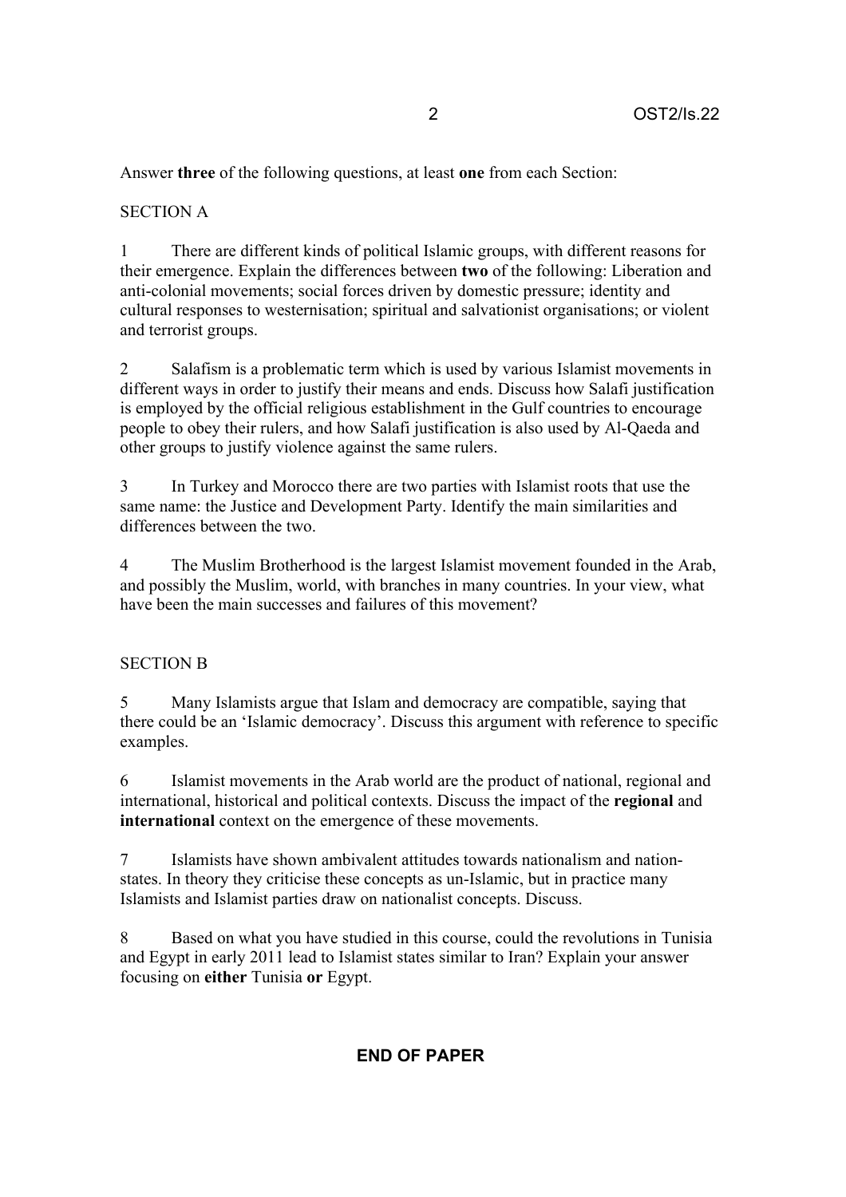Answer **three** of the following questions, at least **one** from each Section:

## SECTION A

1 There are different kinds of political Islamic groups, with different reasons for their emergence. Explain the differences between **two** of the following: Liberation and anti-colonial movements; social forces driven by domestic pressure; identity and cultural responses to westernisation; spiritual and salvationist organisations; or violent and terrorist groups.

2 Salafism is a problematic term which is used by various Islamist movements in different ways in order to justify their means and ends. Discuss how Salafi justification is employed by the official religious establishment in the Gulf countries to encourage people to obey their rulers, and how Salafi justification is also used by Al-Qaeda and other groups to justify violence against the same rulers.

3 In Turkey and Morocco there are two parties with Islamist roots that use the same name: the Justice and Development Party. Identify the main similarities and differences between the two.

4 The Muslim Brotherhood is the largest Islamist movement founded in the Arab, and possibly the Muslim, world, with branches in many countries. In your view, what have been the main successes and failures of this movement?

## SECTION B

5 Many Islamists argue that Islam and democracy are compatible, saying that there could be an 'Islamic democracy'. Discuss this argument with reference to specific examples.

6 Islamist movements in the Arab world are the product of national, regional and international, historical and political contexts. Discuss the impact of the **regional** and **international** context on the emergence of these movements.

7 Islamists have shown ambivalent attitudes towards nationalism and nation-states. In theory they criticise these concepts as un-Islamic, but in practice many Islamists and Islamist parties draw on nationalist concepts. Discuss.

8 Based on what you have studied in this course, could the revolutions in Tunisia and Egypt in early 2011 lead to Islamist states similar to Iran? Explain your answer focusing on **either** Tunisia **or** Egypt.

**END OF PAPER**